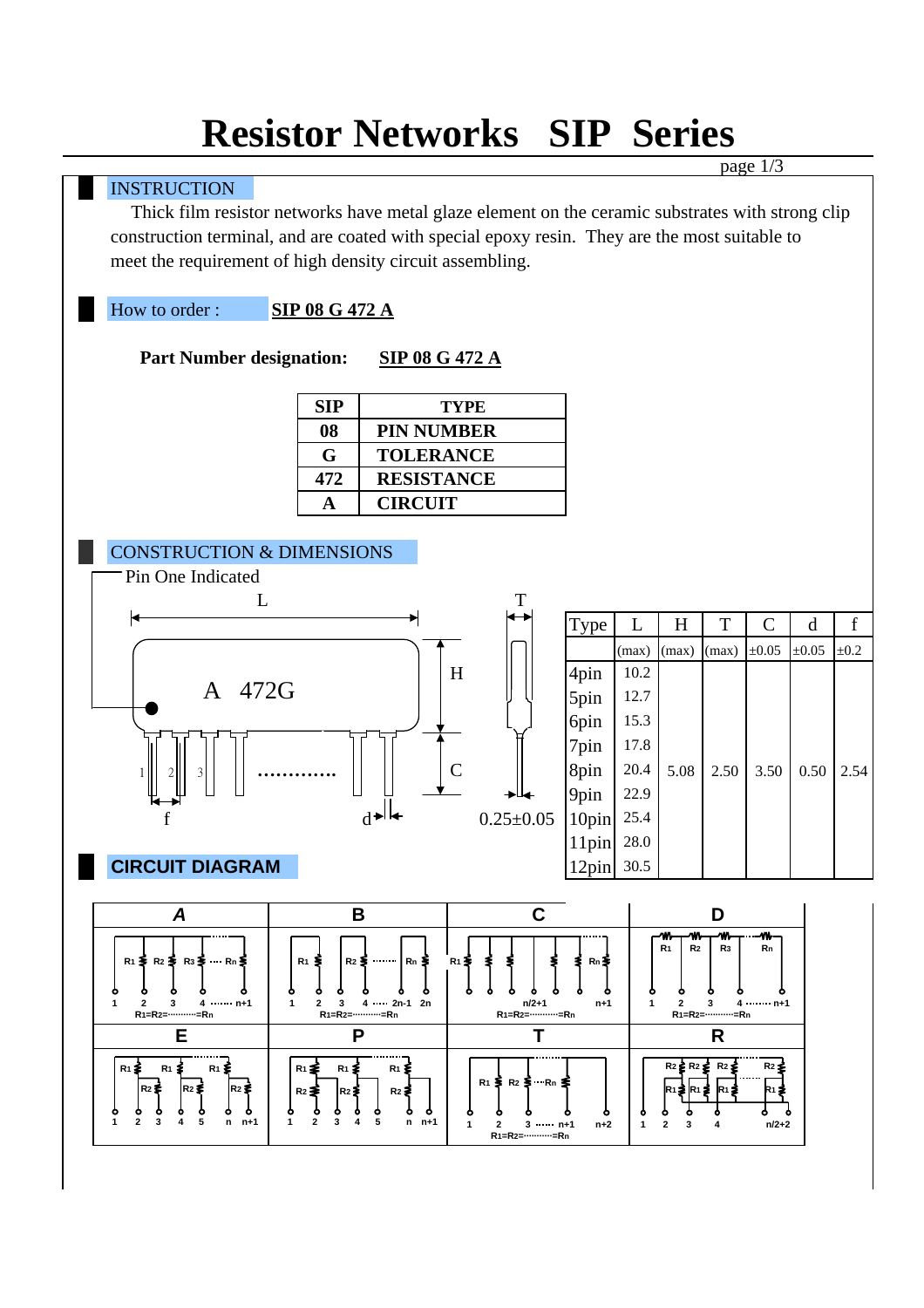# Resistor Networks SIP Series

## INSTRUCTION

Thick film resistor networks have metal glaze element on the ceramic substrates with strong clip construction terminal, and are coated with special epoxy resin. They are the most suitable to meet the requirement of high density circuit assembling.

## How to order : SIP 08 G 472 A

**Part Number designation:** **SIP 08 G 472 A**

| SIP | TYPE |
|---|---|
| 08 | PIN NUMBER |
| G | TOLERANCE |
| 472 | RESISTANCE |
| A | CIRCUIT |

## CONSTRUCTION & DIMENSIONS

Pin One Indicated

L, H, T, C, f, d

A 472G

0.25±0.05

| Type | L (max) | H (max) | T (max) | C ±0.05 | d ±0.05 | f ±0.2 |
|---|---|---|---|---|---|---|
| 4pin | 10.2 | 5.08 | 2.50 | 3.50 | 0.50 | 2.54 |
| 5pin | 12.7 | | | | | |
| 6pin | 15.3 | | | | | |
| 7pin | 17.8 | | | | | |
| 8pin | 20.4 | | | | | |
| 9pin | 22.9 | | | | | |
| 10pin | 25.4 | | | | | |
| 11pin | 28.0 | | | | | |
| 12pin | 30.5 | | | | | |

## CIRCUIT DIAGRAM

| A | B | C | D |
|---|---|---|---|
| 1 2 3 4 ······· n+1; $R_1=R_2=$ ··········· $=R_n$ | 1 2 3 4 ····· 2n-1 2n; $R_1=R_2=$ ··········· $=R_n$ | n/2+1 n+1; $R_1=R_2=$ ··········· $=R_n$ | 1 2 3 4 ······· n+1; $R_1=R_2=$ ··········· $=R_n$ |

| E | P | T | R |
|---|---|---|---|
| 1 2 3 4 5 n n+1 | 1 2 3 4 5 n n+1 | 1 2 3 ····· n+1 n+2; $R_1=R_2=$ ··········· $=R_n$ | 1 2 3 4 n/2+2 |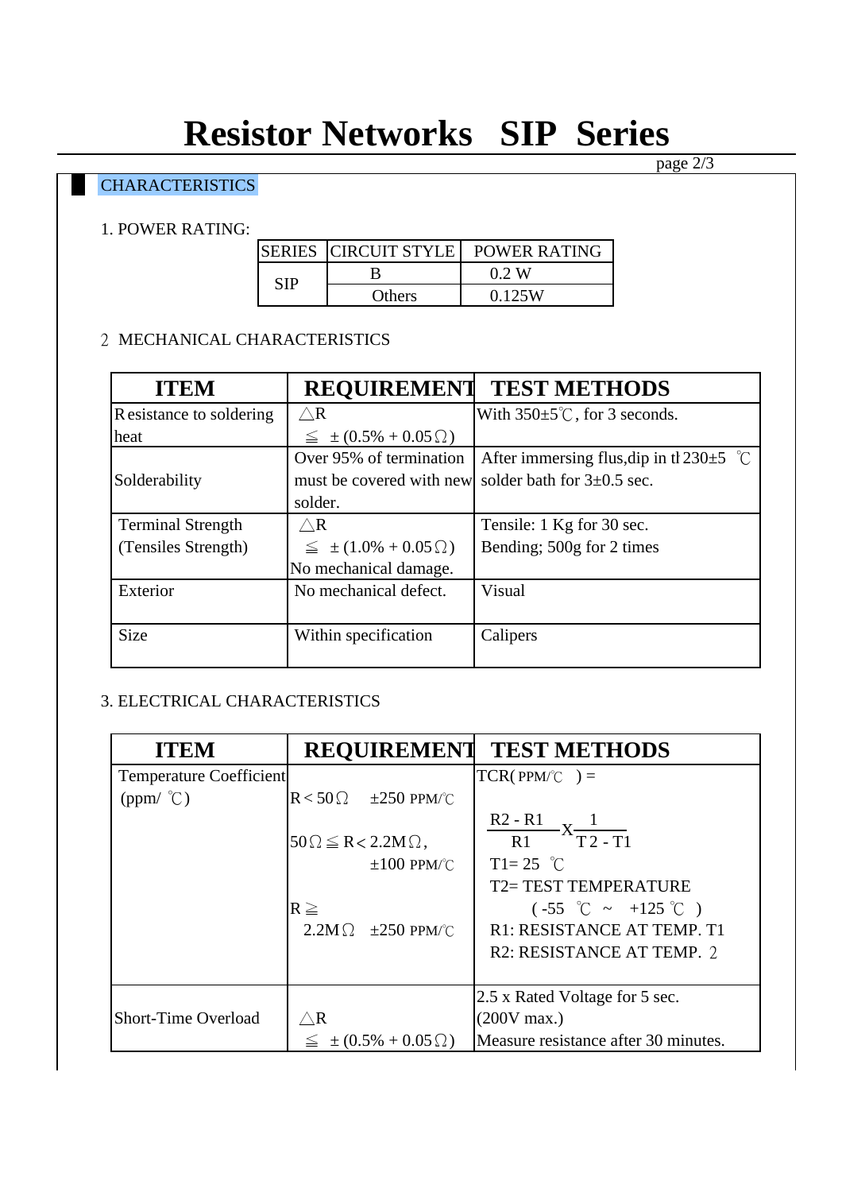# Resistor Networks SIP Series

## CHARACTERISTICS

1. POWER RATING:

| SERIES | CIRCUIT STYLE | POWER RATING |
|---|---|---|
| SIP | B | 0.2 W |
| | Others | 0.125W |

2 MECHANICAL CHARACTERISTICS

| ITEM | REQUIREMENT | TEST METHODS |
|---|---|---|
| Resistance to soldering heat | △R ≦ ±(0.5% + 0.05Ω) | With 350±5℃, for 3 seconds. |
| Solderability | Over 95% of termination must be covered with new solder. | After immersing flus,dip in tl 230±5 ℃ solder bath for 3±0.5 sec. |
| Terminal Strength (Tensiles Strength) | △R ≦ ±(1.0% + 0.05Ω) No mechanical damage. | Tensile: 1 Kg for 30 sec. Bending; 500g for 2 times |
| Exterior | No mechanical defect. | Visual |
| Size | Within specification | Calipers |

3. ELECTRICAL CHARACTERISTICS

| ITEM | REQUIREMENT | TEST METHODS |
|---|---|---|
| Temperature Coefficient (ppm/ ℃) | R < 50Ω ±250 PPM/℃<br>50Ω ≦ R < 2.2MΩ, ±100 PPM/℃<br>R ≧ 2.2MΩ ±250 PPM/℃ | TCR( PPM/℃ ) = $\frac{R2 - R1}{R1} \times \frac{1}{T2 - T1}$<br>T1= 25 ℃<br>T2= TEST TEMPERATURE ( -55 ℃ ~ +125 ℃ )<br>R1: RESISTANCE AT TEMP. T1<br>R2: RESISTANCE AT TEMP. 2 |
| Short-Time Overload | △R ≦ ±(0.5% + 0.05Ω) | 2.5 x Rated Voltage for 5 sec. (200V max.) Measure resistance after 30 minutes. |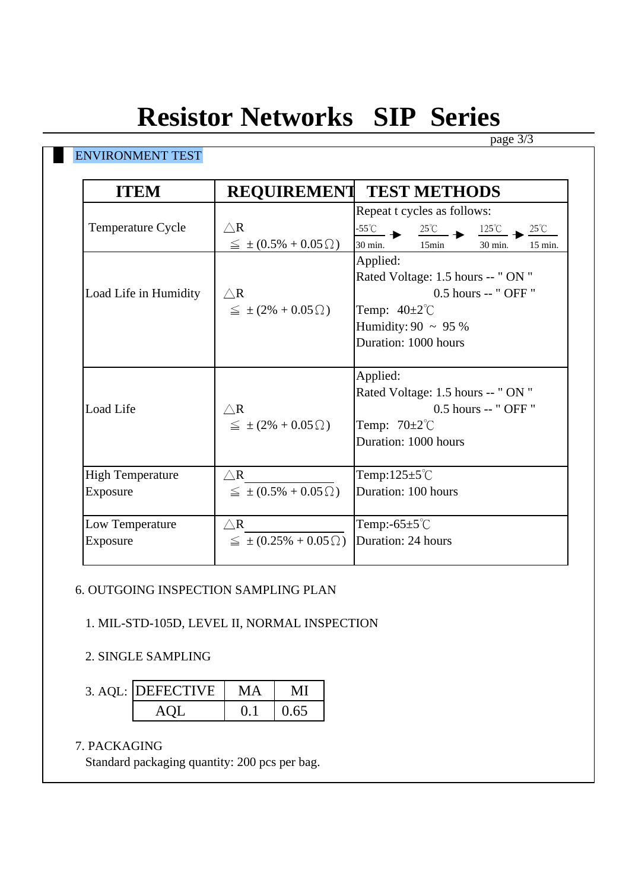# Resistor Networks SIP Series

## ENVIRONMENT TEST

| ITEM | REQUIREMENT | TEST METHODS |
|---|---|---|
| Temperature Cycle | △R ≦ ±(0.5% + 0.05Ω) | Repeat t cycles as follows: -55℃ 30 min. → 25℃ 15min → 125℃ 30 min. → 25℃ 15 min. |
| Load Life in Humidity | △R ≦ ±(2% + 0.05Ω) | Applied: Rated Voltage: 1.5 hours -- " ON " 0.5 hours -- " OFF " Temp: 40±2℃ Humidity: 90 ~ 95 % Duration: 1000 hours |
| Load Life | △R ≦ ±(2% + 0.05Ω) | Applied: Rated Voltage: 1.5 hours -- " ON " 0.5 hours -- " OFF " Temp: 70±2℃ Duration: 1000 hours |
| High Temperature Exposure | △R ≦ ±(0.5% + 0.05Ω) | Temp:125±5℃ Duration: 100 hours |
| Low Temperature Exposure | △R ≦ ±(0.25% + 0.05Ω) | Temp:-65±5℃ Duration: 24 hours |

6. OUTGOING INSPECTION SAMPLING PLAN

1. MIL-STD-105D, LEVEL II, NORMAL INSPECTION

2. SINGLE SAMPLING

3. AQL:

| DEFECTIVE | MA | MI |
|---|---|---|
| AQL | 0.1 | 0.65 |

7. PACKAGING

Standard packaging quantity: 200 pcs per bag.